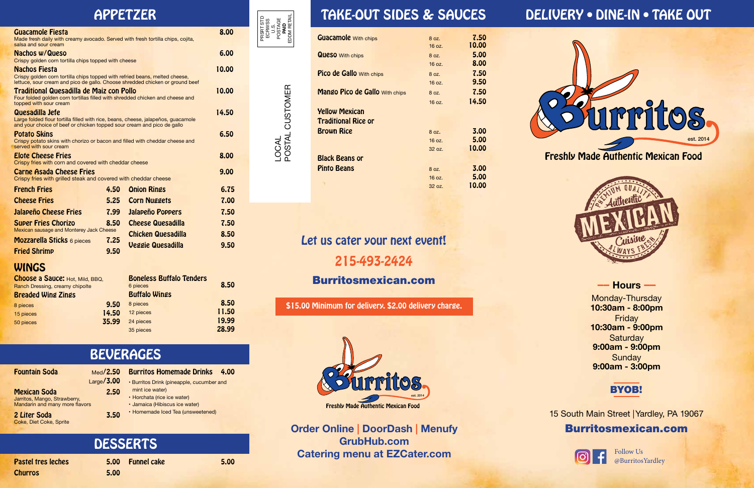# APPETZER

**Guacamole Fiesta** — 8.00
Made fresh daily with creamy avocado. Served with fresh tortilla chips, cojita, salsa and sour cream

**Nachos w/Queso** — 6.00
Crispy golden corn tortilla chips topped with cheese

**Nachos Fiesta** — 10.00
Crispy golden corn tortilla chips topped with refried beans, melted cheese, lettuce, sour cream and pico de gallo. Choose shredded chicken or ground beef

**Traditional Quesadilla de Maiz con Pollo** — 10.00
Four folded golden corn tortillas filled with shredded chicken and cheese and topped with sour cream

**Quesadilla Jefe** — 14.50
Large folded flour tortilla filled with rice, beans, cheese, jalapeños, guacamole and your choice of beef or chicken topped sour cream and pico de gallo

**Potato Skins** — 6.50
Crispy potato skins with chorizo or bacon and filled with cheddar cheese and served with sour cream

**Elote Cheese Fries** — 8.00
Crispy fries with corn and covered with cheddar cheese

**Carne Asada Cheese Fries** — 9.00
Crispy fries with grilled steak and covered with cheddar cheese

| Item | Price | Item | Price |
|---|---|---|---|
| French Fries | 4.50 | Onion Rings | 6.75 |
| Cheese Fries | 5.25 | Corn Nuggets | 7.00 |
| Jalapeño Cheese Fries | 7.99 | Jalapeño Poppers | 7.50 |
| Super Fries Chorizo (Mexican sausage and Monterey Jack Cheese) | 8.50 | Cheese Quesadilla | 7.50 |
| | | Chicken Quesadilla | 8.50 |
| Mozzarella Sticks 6 pieces | 7.25 | Veggie Quesadilla | 9.50 |
| Fried Shrimp | 9.50 | | |

## WINGS

**Choose a Sauce:** Hot, Mild, BBQ, Ranch Dressing, creamy chipolte

**Breaded Wing Zings**

| Pieces | Price |
|---|---|
| 8 pieces | 9.50 |
| 15 pieces | 14.50 |
| 50 pieces | 35.99 |

**Boneless Buffalo Tenders** 6 pieces — 8.50

**Buffalo Wings**

| Pieces | Price |
|---|---|
| 8 pieces | 8.50 |
| 12 pieces | 11.50 |
| 24 pieces | 19.99 |
| 35 pieces | 28.99 |

# BEVERAGES

**Fountain Soda** — Med/2.50, Large/3.00

**Mexican Soda** — 2.50
Jarritos, Mango, Strawberry, Mandarin and many more flavors

**2 Liter Soda** — 3.50
Coke, Diet Coke, Sprite

**Burritos Homemade Drinks** — 4.00
- Burritos Drink (pineapple, cucumber and mint ice water)
- Horchata (rice ice water)
- Jamaica (Hibiscus ice water)
- Homemade Iced Tea (unsweetened)

# DESSERTS

| Item | Price | Item | Price |
|---|---|---|---|
| Pastel tres leches | 5.00 | Funnel cake | 5.00 |
| Churros | 5.00 | | |

PRSRT STD
ECRWSS
U.S. POSTAGE
PAID
EDDM RETAIL

LOCAL
POSTAL CUSTOMER

# TAKE-OUT SIDES & SAUCES

| Item | Size | Price |
|---|---|---|
| Guacamole With chips | 8 oz. | 7.50 |
| | 16 oz. | 10.00 |
| Queso With chips | 8 oz. | 5.00 |
| | 16 oz. | 8.00 |
| Pico de Gallo With chips | 8 oz. | 7.50 |
| | 16 oz. | 9.50 |
| Mango Pico de Gallo With chips | 8 oz. | 7.50 |
| | 16 oz. | 14.50 |
| Yellow Mexican Traditional Rice or Brown Rice | 8 oz. | 3.00 |
| | 16 oz. | 5.00 |
| | 32 oz. | 10.00 |
| Black Beans or Pinto Beans | 8 oz. | 3.00 |
| | 16 oz. | 5.00 |
| | 32 oz. | 10.00 |

*Let us cater your next event!*

**215-493-2424**

**Burritosmexican.com**

**$15.00 Minimum for delivery. $2.00 delivery charge.**

Burritos est. 2014
Freshly Made Authentic Mexican Food

**Order Online | DoorDash | Menufy**
**GrubHub.com**
**Catering menu at EZCater.com**

# DELIVERY • DINE-IN • TAKE OUT

Burritos est. 2014

Freshly Made Authentic Mexican Food

Premium Quality Authentic MEXICAN Cuisine Always Fresh

**— Hours —**

Monday-Thursday
**10:30am - 8:00pm**
Friday
**10:30am - 9:00pm**
Saturday
**9:00am - 9:00pm**
Sunday
**9:00am - 3:00pm**

**BYOB!**

15 South Main Street | Yardley, PA 19067

**Burritosmexican.com**

Follow Us @BurritosYardley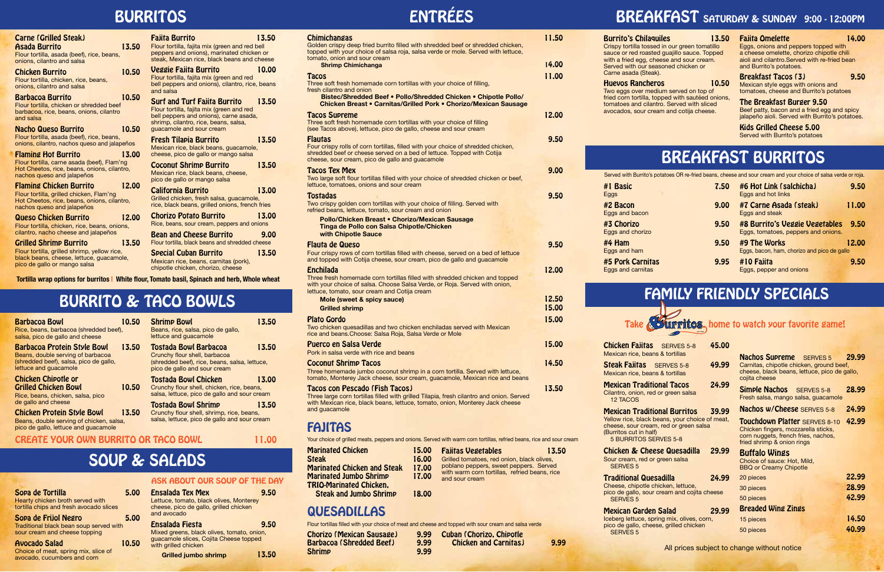# BURRITOS

**Carne (Grilled Steak) Asada Burrito** 13.50
Flour tortilla, asada (beef), rice, beans, onions, cilantro and salsa

**Chicken Burrito** 10.50
Flour tortilla, chicken, rice, beans, onions, cilantro and salsa

**Barbacoa Burrito** 10.50
Flour tortilla, chicken or shredded beef barbacoa, rice, beans, onions, cilantro and salsa

**Nacho Queso Burrito** 10.50
Flour tortilla, asada (beef), rice, beans, onions, cilantro, nachos queso and jalapeños

**Flaming Hot Burrito** 13.00
Flour tortilla, carne asada (beef), Flam'ng Hot Cheetos, rice, beans, onions, cilantro, nachos queso and jalapeños

**Flaming Chicken Burrito** 12.00
Flour tortilla, grilled chicken, Flam'ng Hot Cheetos, rice, beans, onions, cilantro, nachos queso and jalapeños

**Queso Chicken Burrito** 12.00
Flour tortilla, chicken, rice, beans, onions, cilantro, nacho cheese and jalapeños

**Grilled Shrimp Burrito** 13.50
Flour tortilla, grilled shrimp, yellow rice, black beans, cheese, lettuce, guacamole, pico de gallo or mango salsa

**Fajita Burrito** 13.50
Flour tortilla, fajita mix (green and red bell peppers and onions), marinated chicken or steak, Mexican rice, black beans and cheese

**Veggie Fajita Burrito** 10.00
Flour tortilla, fajita mix (green and red bell peppers and onions), cilantro, rice, beans and salsa

**Surf and Turf Fajita Burrito** 13.50
Flour tortilla, fajita mix (green and red bell peppers and onions), carne asada, shrimp, cilantro, rice, beans, salsa, guacamole and sour cream

**Fresh Tilapia Burrito** 13.50
Mexican rice, black beans, guacamole, cheese, pico de gallo or mango salsa

**Coconut Shrimp Burrito** 13.50
Mexican rice, black beans, cheese, pico de gallo or mango salsa

**California Burrito** 13.00
Grilled chicken, fresh salsa, guacamole, rice, black beans, grilled onions, french fries

**Chorizo Potato Burrito** 13.00
Rice, beans, sour cream, peppers and onions

**Bean and Cheese Burrito** 9.00
Flour tortilla, black beans and shredded cheese

**Special Cuban Burrito** 13.50
Mexican rice, beans, carnitas (pork), chipotle chicken, chorizo, cheese

**Tortilla wrap options for burritos | White flour, Tomato basil, Spinach and herb, Whole wheat**

# BURRITO & TACO BOWLS

**Barbacoa Bowl** 10.50
Rice, beans, barbacoa (shredded beef), salsa, pico de gallo and cheese

**Barbacoa Protein Style Bowl** 13.50
Beans, double serving of barbacoa (shredded beef), salsa, pico de gallo, lettuce and guacamole

**Chicken Chipotle or Grilled Chicken Bowl** 10.50
Rice, beans, chicken, salsa, pico de gallo and cheese

**Chicken Protein Style Bowl** 13.50
Beans, double serving of chicken, salsa, pico de gallo, lettuce and guacamole

**Shrimp Bowl** 13.50
Beans, rice, salsa, pico de gallo, lettuce and guacamole

**Tostada Bowl Barbacoa** 13.50
Crunchy flour shell, barbacoa (shredded beef), rice, beans, salsa, lettuce, pico de gallo and sour cream

**Tostada Bowl Chicken** 13.00
Crunchy flour shell, chicken, rice, beans, salsa, lettuce, pico de gallo and sour cream

**Tostada Bowl Shrimp** 13.50
Crunchy flour shell, shrimp, rice, beans, salsa, lettuce, pico de gallo and sour cream

**CREATE YOUR OWN BURRITO OR TACO BOWL** 11.00

# SOUP & SALADS

**Sopa de Tortilla** 5.00
Hearty chicken broth served with tortilla chips and fresh avocado slices

**Sopa de Frijol Negro** 5.00
Traditional black bean soup served with sour cream and cheese topping

**Avocado Salad** 10.50
Choice of meat, spring mix, slice of avocado, cucumbers and corn

**ASK ABOUT OUR SOUP OF THE DAY**

**Ensalada Tex Mex** 9.50
Lettuce, tomato, black olives, Monterey cheese, pico de gallo, grilled chicken and avocado

**Ensalada Fiesta** 9.50
Mixed greens, black olives, tomato, onion, guacamole slices, Cojita Cheese topped with grilled chicken
**Grilled jumbo shrimp** 13.50

# ENTRÉES

**Chimichangas** 11.50
Golden crispy deep fried burrito filled with shredded beef or shredded chicken, topped with your choice of salsa roja, salsa verde or mole. Served with lettuce, tomato, onion and sour cream
**Shrimp Chimichanga** 14.00

**Tacos** 11.00
Three soft fresh homemade corn tortillas with your choice of filling, fresh cilantro and onion
**Bistec/Shredded Beef • Pollo/Shredded Chicken • Chipotle Pollo/ Chicken Breast • Carnitas/Grilled Pork • Chorizo/Mexican Sausage**

**Tacos Supreme** 12.00
Three soft fresh homemade corn tortillas with your choice of filling (see Tacos above), lettuce, pico de gallo, cheese and sour cream

**Flautas** 9.50
Four crispy rolls of corn tortillas, filled with your choice of shredded chicken, shredded beef or cheese served on a bed of lettuce. Topped with Cotija cheese, sour cream, pico de gallo and guacamole

**Tacos Tex Mex** 9.00
Two large soft flour tortillas filled with your choice of shredded chicken or beef, lettuce, tomatoes, onions and sour cream

**Tostadas** 9.50
Two crispy golden corn tortillas with your choice of filling. Served with refried beans, lettuce, tomato, sour cream and onion
**Pollo/Chicken Breast • Chorizo/Mexican Sausage Tinga de Pollo con Salsa Chipotle/Chicken with Chipotle Sauce**

**Flauta de Queso** 9.50
Four crispy rows of corn tortillas filled with cheese, served on a bed of lettuce and topped with Cotija cheese, sour cream, pico de gallo and guacamole

**Enchilada** 12.00
Three fresh homemade corn tortillas filled with shredded chicken and topped with your choice of salsa. Choose Salsa Verde, or Roja. Served with onion, lettuce, tomato, sour cream and Cotija cream
**Mole (sweet & spicy sauce)** 12.50
**Grilled shrimp** 15.00

**Plato Gordo** 15.00
Two chicken quesadillas and two chicken enchiladas served with Mexican rice and beans.Choose: Salsa Roja, Salsa Verde or Mole

**Puerco en Salsa Verde** 15.00
Pork in salsa verde with rice and beans

**Coconut Shrimp Tacos** 14.50
Three homemade jumbo coconut shrimp in a corn tortilla. Served with lettuce, tomato, Monterey Jack cheese, sour cream, guacamole, Mexican rice and beans

**Tacos con Pescado (Fish Tacos)** 13.50
Three large corn tortillas filled with grilled Tilapia, fresh cilantro and onion. Served with Mexican rice, black beans, lettuce, tomato, onion, Monterey Jack cheese and guacamole

## FAJITAS

Your choice of grilled meats, peppers and onions. Served with warm corn tortillas, refried beans, rice and sour cream

| | |
|---|---|
| **Marinated Chicken** | 15.00 |
| **Steak** | 16.00 |
| **Marinated Chicken and Steak** | 17.00 |
| **Marinated Jumbo Shrimp** | 17.00 |
| **TRIO-Marinated Chicken, Steak and Jumbo Shrimp** | 18.00 |

**Fajitas Vegetables** 13.50
Grilled tomatoes, red onion, black olives, poblano peppers, sweet peppers. Served with warm corn tortillas, refried beans, rice and sour cream

## QUESADILLAS

Flour tortillas filled with your choice of meat and cheese and topped with sour cream and salsa verde

| | |
|---|---|
| **Chorizo (Mexican Sausage)** | 9.99 |
| **Barbacoa (Shredded Beef)** | 9.99 |
| **Shrimp** | 9.99 |
| **Cuban (Chorizo, Chipotle Chicken and Carnitas)** | 9.99 |

# BREAKFAST SATURDAY & SUNDAY 9:00 - 12:00PM

**Burrito's Chilaquiles** 13.50
Crispy tortilla tossed in our green tomatillo sauce or red roasted guajillo sauce. Topped with a fried egg, cheese and sour cream. Served with our seasoned chicken or Carne asada (Steak).

**Huevos Rancheros** 10.50
Two eggs over medium served on top of fried corn tortilla, topped with sautéed onions, tomatoes and cilantro. Served with sliced avocados, sour cream and cotija cheese.

**Fajita Omelette** 14.00
Eggs, onions and peppers topped with a cheese omelette, chorizo chipotle chili aioli and cilantro.Served with re-fried bean and Burrito's potatoes.

**Breakfast Tacos (3)** 9.50
Mexican style eggs with onions and tomatoes, cheese and Burrito's potatoes

**The Breakfast Burger** 9.50
Beef patty, bacon and a fried egg and spicy jalapeño aioli. Served with Burrito's potatoes.

**Kids Grilled Cheese** 5.00
Served with Burrito's potatoes

# BREAKFAST BURRITOS

Served with Burrito's potatoes OR re-fried beans, cheese and sour cream and your choice of salsa verde or roja.

| | |
|---|---|
| **#1 Basic** – Eggs | 7.50 |
| **#2 Bacon** – Eggs and bacon | 9.00 |
| **#3 Chorizo** – Eggs and chorizo | 9.50 |
| **#4 Ham** – Eggs and ham | 9.50 |
| **#5 Pork Carnitas** – Eggs and carnitas | 9.95 |
| **#6 Hot Link (salchicha)** – Eggs and hot links | 9.50 |
| **#7 Carne Asada (steak)** – Eggs and steak | 11.00 |
| **#8 Burrito's Veggie Vegetables** – Eggs, tomatoes, peppers and onions. | 9.50 |
| **#9 The Works** – Eggs, bacon, ham, chorizo and pico de gallo | 12.00 |
| **#10 Fajita** – Eggs, pepper and onions | 9.50 |

# FAMILY FRIENDLY SPECIALS

Take Burritos home to watch your favorite game!

**Chicken Fajitas** SERVES 5-8 45.00
Mexican rice, beans & tortillas

**Steak Fajitas** SERVES 5-8 49.99
Mexican rice, beans & tortillas

**Mexican Traditional Tacos** 24.99
Cilantro, onion, red or green salsa
12 TACOS

**Mexican Traditional Burritos** 39.99
Yellow rice, black beans, your choice of meat, cheese, sour cream, red or green salsa (Burritos cut in half)
5 BURRITOS SERVES 5-8

**Chicken & Cheese Quesadilla** 29.99
Sour cream, red or green salsa
SERVES 5

**Traditional Quesadilla** 24.99
Cheese, chipotle chicken, lettuce, pico de gallo, sour cream and cojita cheese
SERVES 5

**Mexican Garden Salad** 29.99
Iceberg lettuce, spring mix, olives, corn, pico de gallo, cheese, grilled chicken
SERVES 5

**Nachos Supreme** SERVES 5 29.99
Carnitas, chipotle chicken, ground beef, cheese, black beans, lettuce, pico de gallo, cojita cheese

**Simple Nachos** SERVES 5-8 28.99
Fresh salsa, mango salsa, guacamole

**Nachos w/Cheese** SERVES 5-8 24.99

**Touchdown Platter** SERVES 8-10 42.99
Chicken fingers, mozzarella sticks, corn nuggets, french fries, nachos, fried shrimp & onion rings

**Buffalo Wings**
Choice of sauce: Hot, Mild, BBQ or Creamy Chipotle

| | |
|---|---|
| 20 pieces | 22.99 |
| 30 pieces | 28.99 |
| 50 pieces | 42.99 |

**Breaded Wing Zings**

| | |
|---|---|
| 15 pieces | 14.50 |
| 50 pieces | 40.99 |

All prices subject to change without notice